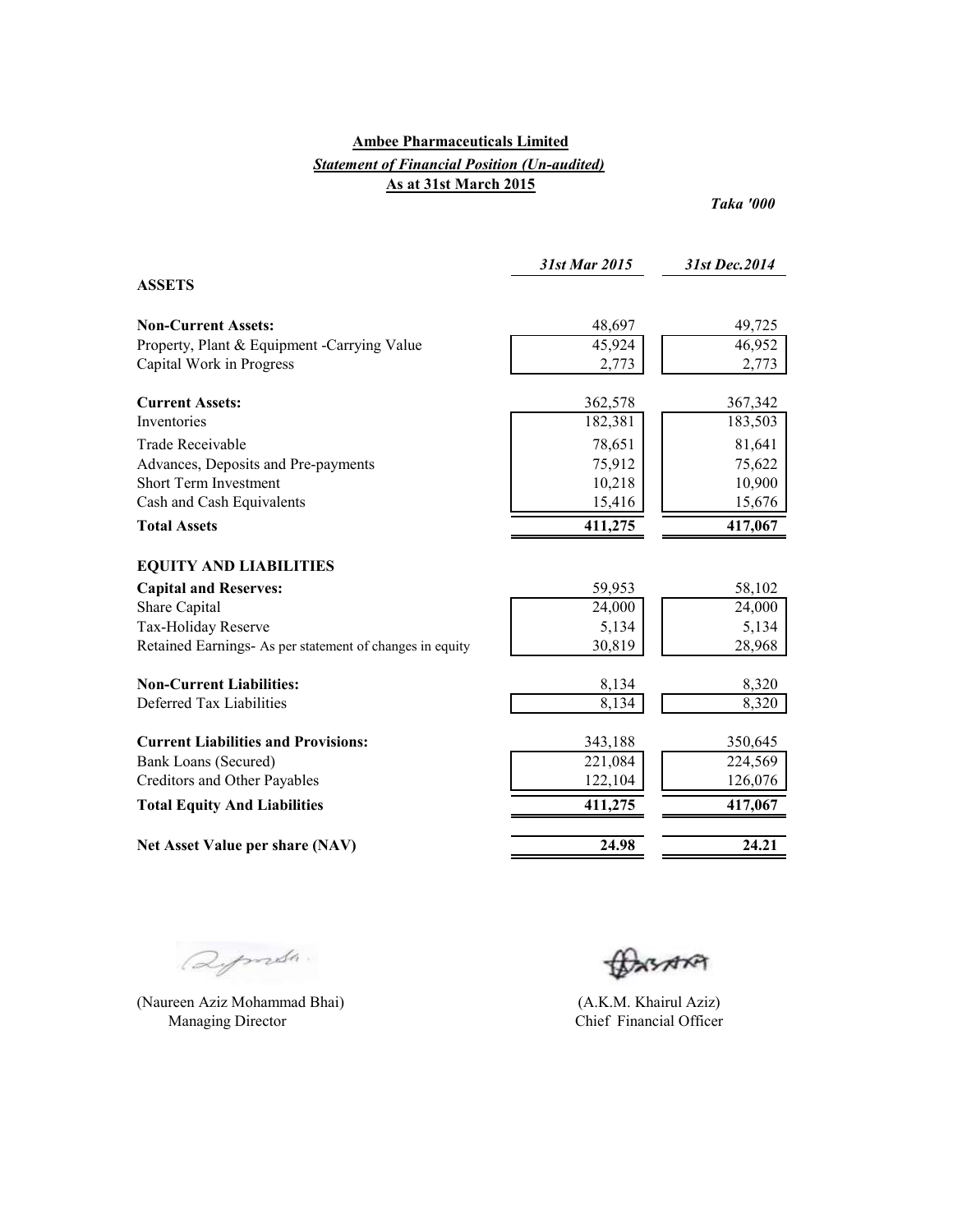**Ambee Pharmaceuticals Limited**

***Statement of Financial Position (Un-audited)***

**As at 31st March 2015**

*Taka '000*

| | *31st Mar 2015* | *31st Dec.2014* |
|---|---|---|
| **ASSETS** | | |
| **Non-Current Assets:** | 48,697 | 49,725 |
| Property, Plant & Equipment -Carrying Value | 45,924 | 46,952 |
| Capital Work in Progress | 2,773 | 2,773 |
| **Current Assets:** | 362,578 | 367,342 |
| Inventories | 182,381 | 183,503 |
| Trade Receivable | 78,651 | 81,641 |
| Advances, Deposits and Pre-payments | 75,912 | 75,622 |
| Short Term Investment | 10,218 | 10,900 |
| Cash and Cash Equivalents | 15,416 | 15,676 |
| **Total Assets** | **411,275** | **417,067** |
| **EQUITY AND LIABILITIES** | | |
| **Capital and Reserves:** | 59,953 | 58,102 |
| Share Capital | 24,000 | 24,000 |
| Tax-Holiday Reserve | 5,134 | 5,134 |
| Retained Earnings- As per statement of changes in equity | 30,819 | 28,968 |
| **Non-Current Liabilities:** | 8,134 | 8,320 |
| Deferred Tax Liabilities | 8,134 | 8,320 |
| **Current Liabilities and Provisions:** | 343,188 | 350,645 |
| Bank Loans (Secured) | 221,084 | 224,569 |
| Creditors and Other Payables | 122,104 | 126,076 |
| **Total Equity And Liabilities** | **411,275** | **417,067** |
| **Net Asset Value per share (NAV)** | **24.98** | **24.21** |

(Naureen Aziz Mohammad Bhai)
Managing Director

(A.K.M. Khairul Aziz)
Chief Financial Officer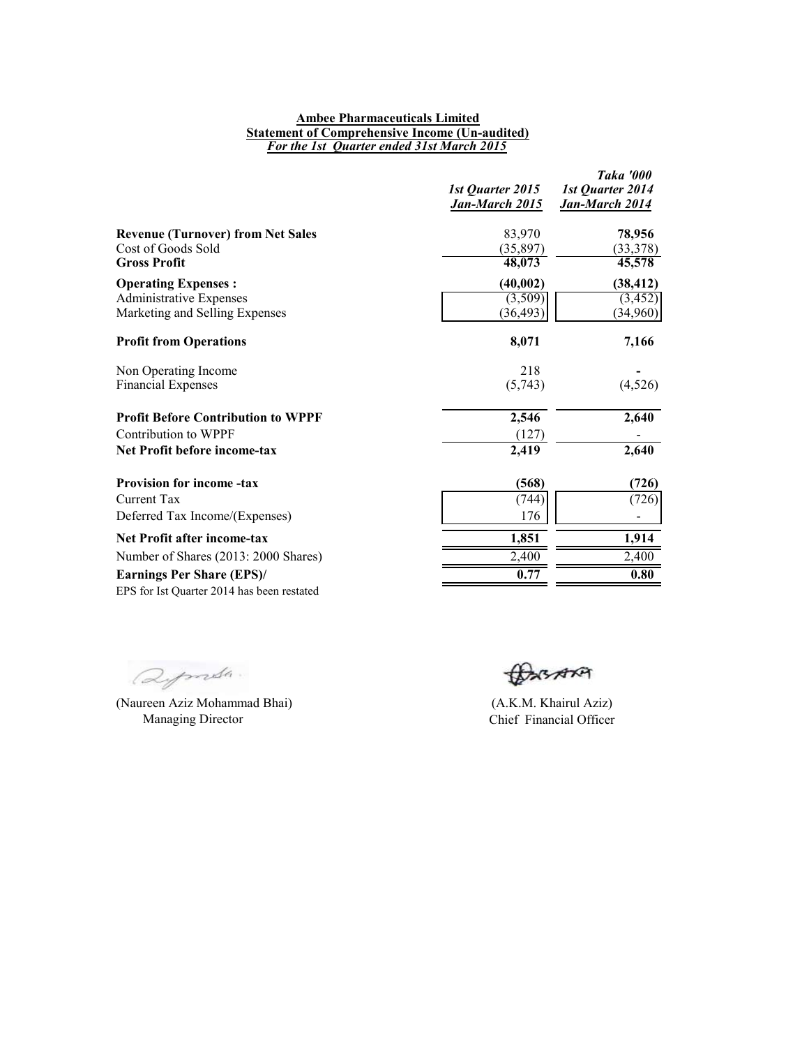# Ambee Pharmaceuticals Limited

## Statement of Comprehensive Income (Un-audited)

***For the 1st Quarter ended 31st March 2015***

| | *1st Quarter 2015* *Jan-March 2015* | *Taka '000* *1st Quarter 2014* *Jan-March 2014* |
|---|---|---|
| **Revenue (Turnover) from Net Sales** | 83,970 | **78,956** |
| Cost of Goods Sold | (35,897) | (33,378) |
| **Gross Profit** | **48,073** | **45,578** |
| **Operating Expenses :** | **(40,002)** | **(38,412)** |
| Administrative Expenses | (3,509) | (3,452) |
| Marketing and Selling Expenses | (36,493) | (34,960) |
| **Profit from Operations** | **8,071** | **7,166** |
| Non Operating Income | 218 | - |
| Financial Expenses | (5,743) | (4,526) |
| **Profit Before Contribution to WPPF** | **2,546** | **2,640** |
| Contribution to WPPF | (127) | - |
| **Net Profit before income-tax** | **2,419** | **2,640** |
| **Provision for income -tax** | **(568)** | **(726)** |
| Current Tax | (744) | (726) |
| Deferred Tax Income/(Expenses) | 176 | - |
| **Net Profit after income-tax** | **1,851** | **1,914** |
| Number of Shares (2013: 2000 Shares) | 2,400 | 2,400 |
| **Earnings Per Share (EPS)/** | **0.77** | **0.80** |

EPS for Ist Quarter 2014 has been restated

(Naureen Aziz Mohammad Bhai)
Managing Director

(A.K.M. Khairul Aziz)
Chief Financial Officer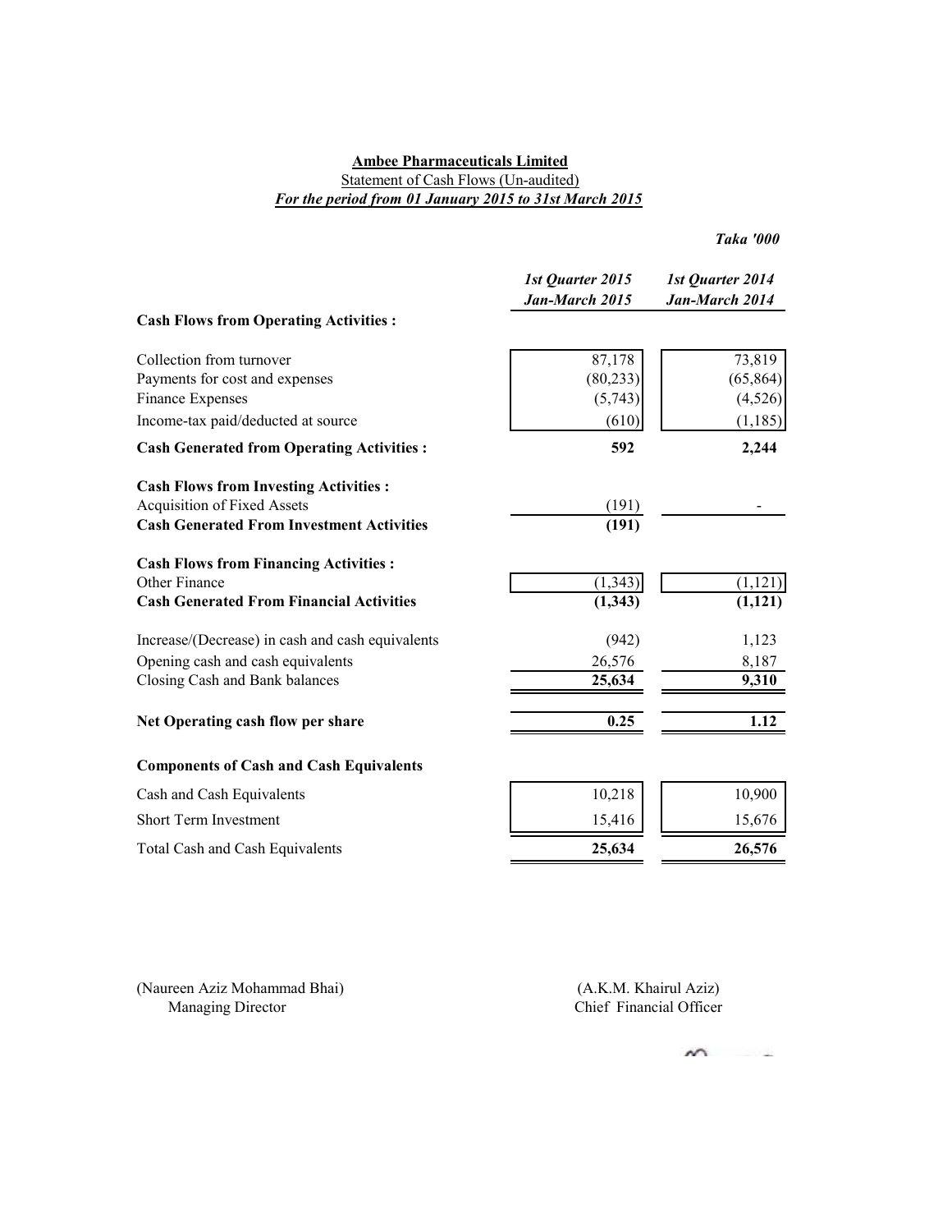**Ambee Pharmaceuticals Limited**

Statement of Cash Flows (Un-audited)

***For the period from 01 January 2015 to 31st March 2015***

***Taka '000***

| | *1st Quarter 2015 Jan-March 2015* | *1st Quarter 2014 Jan-March 2014* |
|---|---|---|
| **Cash Flows from Operating Activities :** | | |
| Collection from turnover | 87,178 | 73,819 |
| Payments for cost and expenses | (80,233) | (65,864) |
| Finance Expenses | (5,743) | (4,526) |
| Income-tax paid/deducted at source | (610) | (1,185) |
| **Cash Generated from Operating Activities :** | **592** | **2,244** |
| **Cash Flows from Investing Activities :** | | |
| Acquisition of Fixed Assets | (191) | - |
| **Cash Generated From Investment Activities** | **(191)** | |
| **Cash Flows from Financing Activities :** | | |
| Other Finance | (1,343) | (1,121) |
| **Cash Generated From Financial Activities** | **(1,343)** | **(1,121)** |
| Increase/(Decrease) in cash and cash equivalents | (942) | 1,123 |
| Opening cash and cash equivalents | 26,576 | 8,187 |
| Closing Cash and Bank balances | **25,634** | **9,310** |
| **Net Operating cash flow per share** | **0.25** | **1.12** |
| **Components of Cash and Cash Equivalents** | | |
| Cash and Cash Equivalents | 10,218 | 10,900 |
| Short Term Investment | 15,416 | 15,676 |
| Total Cash and Cash Equivalents | **25,634** | **26,576** |

(Naureen Aziz Mohammad Bhai)
Managing Director

(A.K.M. Khairul Aziz)
Chief Financial Officer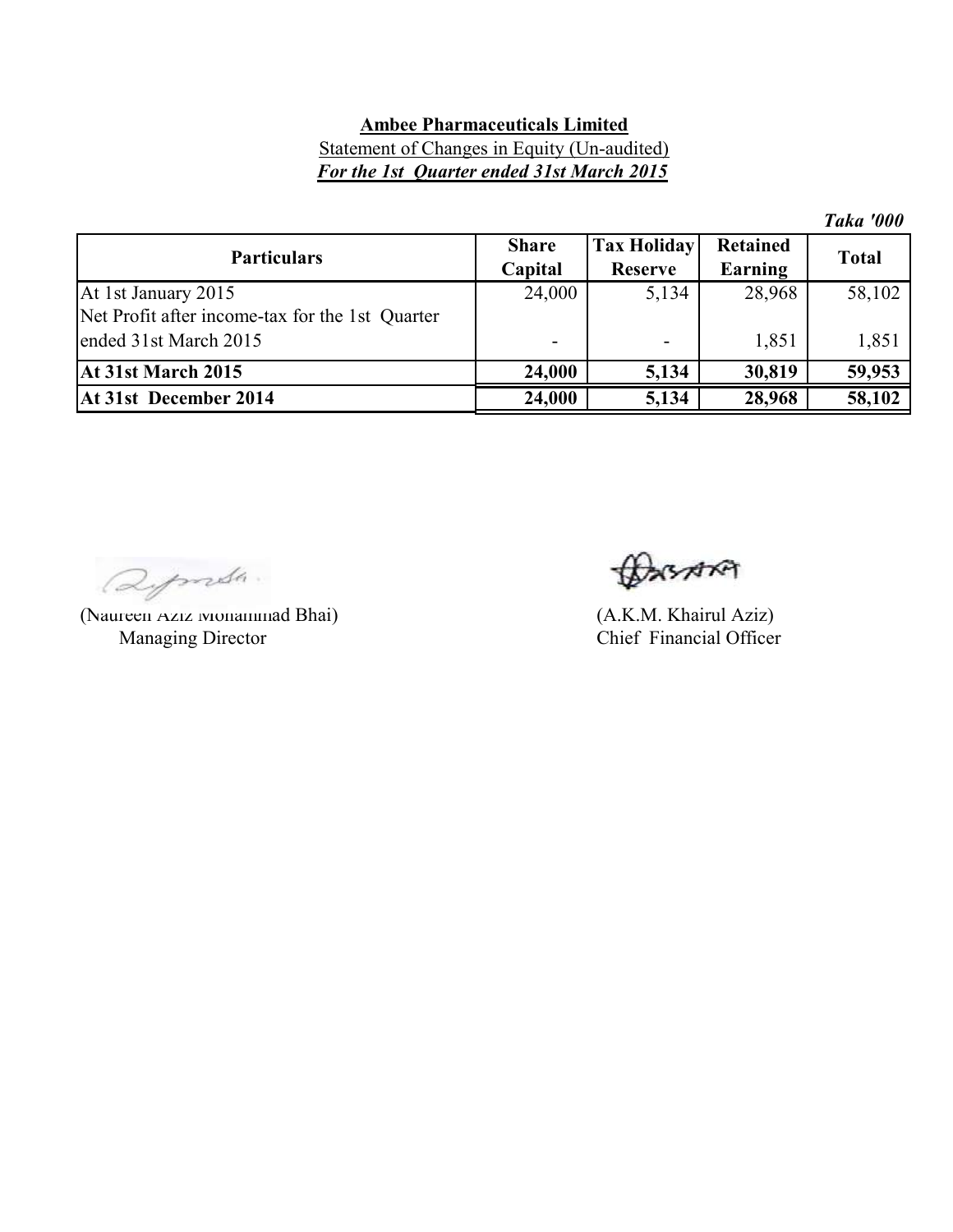**Ambee Pharmaceuticals Limited**

Statement of Changes in Equity (Un-audited)

***For the 1st Quarter ended 31st March 2015***

*Taka '000*

| Particulars | Share Capital | Tax Holiday Reserve | Retained Earning | Total |
|---|---|---|---|---|
| At 1st January 2015 | 24,000 | 5,134 | 28,968 | 58,102 |
| Net Profit after income-tax for the 1st Quarter ended 31st March 2015 | - | - | 1,851 | 1,851 |
| **At 31st March 2015** | **24,000** | **5,134** | **30,819** | **59,953** |
| **At 31st December 2014** | **24,000** | **5,134** | **28,968** | **58,102** |

(Naureen Aziz Mohammad Bhai)
Managing Director

(A.K.M. Khairul Aziz)
Chief Financial Officer